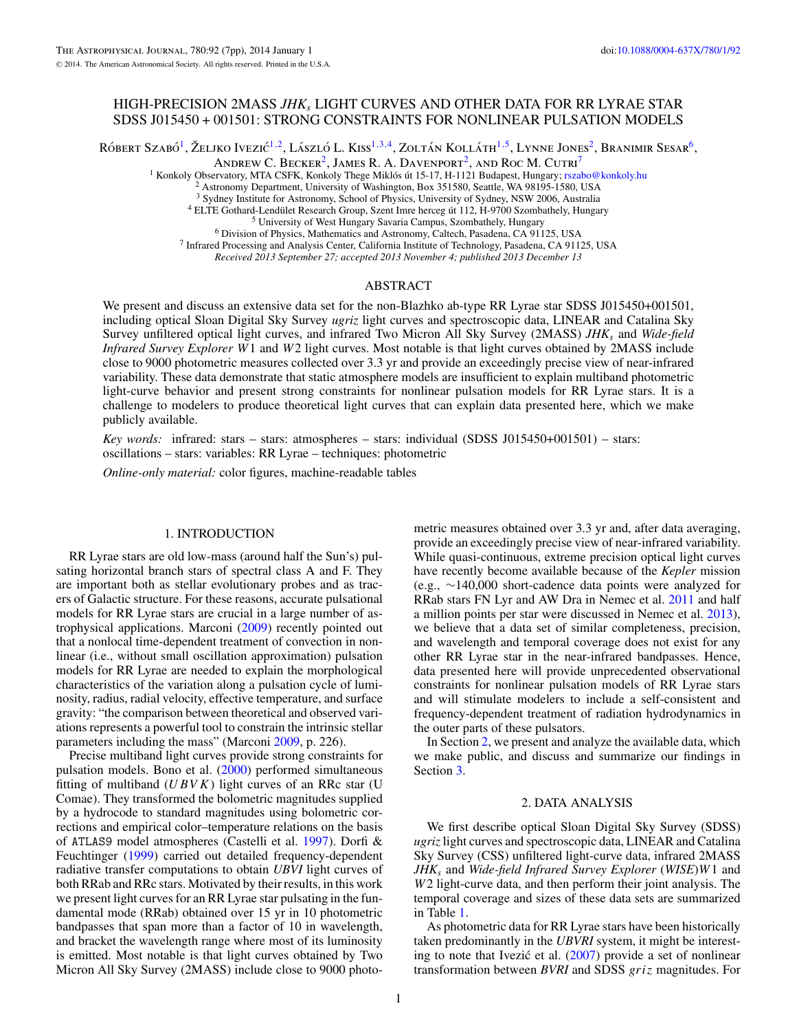# HIGH-PRECISION 2MASS $JHK_s$ LIGHT CURVES AND OTHER DATA FOR RR LYRAE STAR SDSS J015450 + 001501: STRONG CONSTRAINTS FOR NONLINEAR PULSATION MODELS

Róbert Szabó[1], Željko Ivezić[1,2], László L. Kiss[1,3,4], Zoltán Kolláth[1,5], Lynne Jones[2], Branimir Sesar[6], Andrew C. Becker[2], James R. A. Davenport[2], and Roc M. Cutri[7]

[1] Konkoly Observatory, MTA CSFK, Konkoly Thege Miklós út 15-17, H-1121 Budapest, Hungary; rszabo@konkoly.hu
[2] Astronomy Department, University of Washington, Box 351580, Seattle, WA 98195-1580, USA
[3] Sydney Institute for Astronomy, School of Physics, University of Sydney, NSW 2006, Australia
[4] ELTE Gothard-Lendület Research Group, Szent Imre herceg út 112, H-9700 Szombathely, Hungary
[5] University of West Hungary Savaria Campus, Szombathely, Hungary
[6] Division of Physics, Mathematics and Astronomy, Caltech, Pasadena, CA 91125, USA
[7] Infrared Processing and Analysis Center, California Institute of Technology, Pasadena, CA 91125, USA

*Received 2013 September 27; accepted 2013 November 4; published 2013 December 13*

## ABSTRACT

We present and discuss an extensive data set for the non-Blazhko ab-type RR Lyrae star SDSS J015450+001501, including optical Sloan Digital Sky Survey *ugriz* light curves and spectroscopic data, LINEAR and Catalina Sky Survey unfiltered optical light curves, and infrared Two Micron All Sky Survey (2MASS) $JHK_s$ and *Wide-field Infrared Survey Explorer* $W1$ and $W2$ light curves. Most notable is that light curves obtained by 2MASS include close to 9000 photometric measures collected over 3.3 yr and provide an exceedingly precise view of near-infrared variability. These data demonstrate that static atmosphere models are insufficient to explain multiband photometric light-curve behavior and present strong constraints for nonlinear pulsation models for RR Lyrae stars. It is a challenge to modelers to produce theoretical light curves that can explain data presented here, which we make publicly available.

*Key words:* infrared: stars – stars: atmospheres – stars: individual (SDSS J015450+001501) – stars: oscillations – stars: variables: RR Lyrae – techniques: photometric

*Online-only material:* color figures, machine-readable tables

## 1. INTRODUCTION

RR Lyrae stars are old low-mass (around half the Sun's) pulsating horizontal branch stars of spectral class A and F. They are important both as stellar evolutionary probes and as tracers of Galactic structure. For these reasons, accurate pulsational models for RR Lyrae stars are crucial in a large number of astrophysical applications. Marconi (2009) recently pointed out that a nonlocal time-dependent treatment of convection in nonlinear (i.e., without small oscillation approximation) pulsation models for RR Lyrae are needed to explain the morphological characteristics of the variation along a pulsation cycle of luminosity, radius, radial velocity, effective temperature, and surface gravity: "the comparison between theoretical and observed variations represents a powerful tool to constrain the intrinsic stellar parameters including the mass" (Marconi 2009, p. 226).

Precise multiband light curves provide strong constraints for pulsation models. Bono et al. (2000) performed simultaneous fitting of multiband ($UBVK$) light curves of an RRc star (U Comae). They transformed the bolometric magnitudes supplied by a hydrocode to standard magnitudes using bolometric corrections and empirical color–temperature relations on the basis of ATLAS9 model atmospheres (Castelli et al. 1997). Dorfi & Feuchtinger (1999) carried out detailed frequency-dependent radiative transfer computations to obtain *UBVI* light curves of both RRab and RRc stars. Motivated by their results, in this work we present light curves for an RR Lyrae star pulsating in the fundamental mode (RRab) obtained over 15 yr in 10 photometric bandpasses that span more than a factor of 10 in wavelength, and bracket the wavelength range where most of its luminosity is emitted. Most notable is that light curves obtained by Two Micron All Sky Survey (2MASS) include close to 9000 photometric measures obtained over 3.3 yr and, after data averaging, provide an exceedingly precise view of near-infrared variability. While quasi-continuous, extreme precision optical light curves have recently become available because of the *Kepler* mission (e.g., ~140,000 short-cadence data points were analyzed for RRab stars FN Lyr and AW Dra in Nemec et al. 2011 and half a million points per star were discussed in Nemec et al. 2013), we believe that a data set of similar completeness, precision, and wavelength and temporal coverage does not exist for any other RR Lyrae star in the near-infrared bandpasses. Hence, data presented here will provide unprecedented observational constraints for nonlinear pulsation models of RR Lyrae stars and will stimulate modelers to include a self-consistent and frequency-dependent treatment of radiation hydrodynamics in the outer parts of these pulsators.

In Section 2, we present and analyze the available data, which we make public, and discuss and summarize our findings in Section 3.

## 2. DATA ANALYSIS

We first describe optical Sloan Digital Sky Survey (SDSS) *ugriz* light curves and spectroscopic data, LINEAR and Catalina Sky Survey (CSS) unfiltered light-curve data, infrared 2MASS $JHK_s$ and *Wide-field Infrared Survey Explorer* (*WISE*)$W1$ and $W2$ light-curve data, and then perform their joint analysis. The temporal coverage and sizes of these data sets are summarized in Table 1.

As photometric data for RR Lyrae stars have been historically taken predominantly in the *UBVRI* system, it might be interesting to note that Ivezić et al. (2007) provide a set of nonlinear transformation between *BVRI* and SDSS *griz* magnitudes. For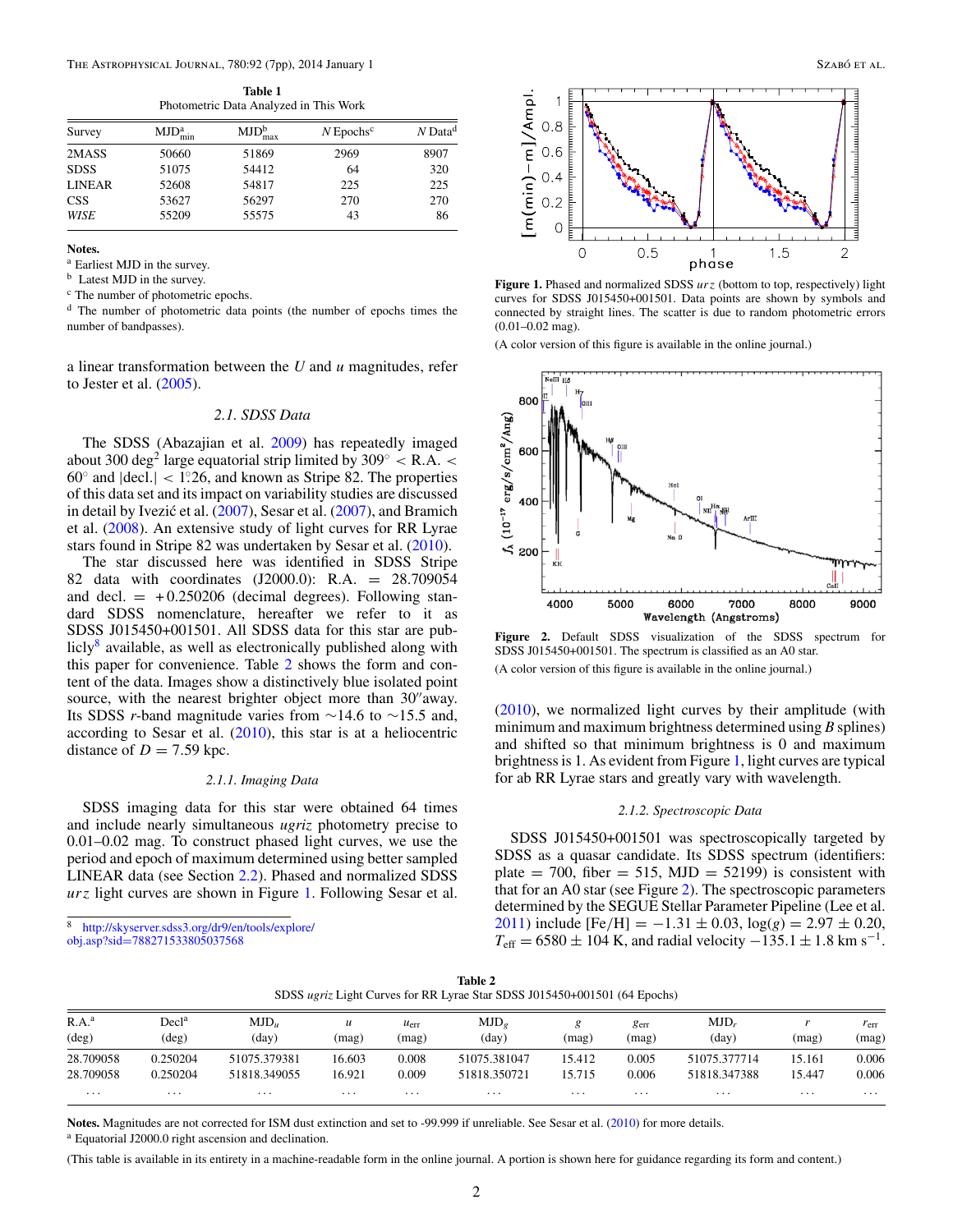**Table 1**
Photometric Data Analyzed in This Work

| Survey | MJD[a] min | MJD[b] max | N Epochs[c] | N Data[d] |
|---|---|---|---|---|
| 2MASS | 50660 | 51869 | 2969 | 8907 |
| SDSS | 51075 | 54412 | 64 | 320 |
| LINEAR | 52608 | 54817 | 225 | 225 |
| CSS | 53627 | 56297 | 270 | 270 |
| *WISE* | 55209 | 55575 | 43 | 86 |

**Notes.**
[a] Earliest MJD in the survey.
[b] Latest MJD in the survey.
[c] The number of photometric epochs.
[d] The number of photometric data points (the number of epochs times the number of bandpasses).

a linear transformation between the $U$ and $u$ magnitudes, refer to Jester et al. (2005).

### 2.1. SDSS Data

The SDSS (Abazajian et al. 2009) has repeatedly imaged about 300 deg$^2$ large equatorial strip limited by $309^\circ < \mathrm{R.A.} < 60^\circ$ and $|\mathrm{decl.}| < 1^\circ\!.26$, and known as Stripe 82. The properties of this data set and its impact on variability studies are discussed in detail by Ivezić et al. (2007), Sesar et al. (2007), and Bramich et al. (2008). An extensive study of light curves for RR Lyrae stars found in Stripe 82 was undertaken by Sesar et al. (2010).

The star discussed here was identified in SDSS Stripe 82 data with coordinates (J2000.0): R.A. = 28.709054 and decl. = +0.250206 (decimal degrees). Following standard SDSS nomenclature, hereafter we refer to it as SDSS J015450+001501. All SDSS data for this star are publicly[8] available, as well as electronically published along with this paper for convenience. Table 2 shows the form and content of the data. Images show a distinctively blue isolated point source, with the nearest brighter object more than 30″away. Its SDSS $r$-band magnitude varies from ~14.6 to ~15.5 and, according to Sesar et al. (2010), this star is at a heliocentric distance of $D = 7.59$ kpc.

#### 2.1.1. Imaging Data

SDSS imaging data for this star were obtained 64 times and include nearly simultaneous *ugriz* photometry precise to 0.01–0.02 mag. To construct phased light curves, we use the period and epoch of maximum determined using better sampled LINEAR data (see Section 2.2). Phased and normalized SDSS *urz* light curves are shown in Figure 1. Following Sesar et al. (2010), we normalized light curves by their amplitude (with minimum and maximum brightness determined using $B$ splines) and shifted so that minimum brightness is 0 and maximum brightness is 1. As evident from Figure 1, light curves are typical for ab RR Lyrae stars and greatly vary with wavelength.

[8] http://skyserver.sdss3.org/dr9/en/tools/explore/obj.asp?sid=788271533805037568

**Figure 1.** Phased and normalized SDSS *urz* (bottom to top, respectively) light curves for SDSS J015450+001501. Data points are shown by symbols and connected by straight lines. The scatter is due to random photometric errors (0.01–0.02 mag).

(A color version of this figure is available in the online journal.)

**Figure 2.** Default SDSS visualization of the SDSS spectrum for SDSS J015450+001501. The spectrum is classified as an A0 star.

(A color version of this figure is available in the online journal.)

#### 2.1.2. Spectroscopic Data

SDSS J015450+001501 was spectroscopically targeted by SDSS as a quasar candidate. Its SDSS spectrum (identifiers: plate = 700, fiber = 515, MJD = 52199) is consistent with that for an A0 star (see Figure 2). The spectroscopic parameters determined by the SEGUE Stellar Parameter Pipeline (Lee et al. 2011) include $[\mathrm{Fe/H}] = -1.31 \pm 0.03$, $\log(g) = 2.97 \pm 0.20$, $T_{\mathrm{eff}} = 6580 \pm 104$ K, and radial velocity $-135.1 \pm 1.8$ km s$^{-1}$.

**Table 2**
SDSS *ugriz* Light Curves for RR Lyrae Star SDSS J015450+001501 (64 Epochs)

| R.A.[a] (deg) | Decl[a] (deg) | $\mathrm{MJD}_u$ (day) | $u$ (mag) | $u_{\mathrm{err}}$ (mag) | $\mathrm{MJD}_g$ (day) | $g$ (mag) | $g_{\mathrm{err}}$ (mag) | $\mathrm{MJD}_r$ (day) | $r$ (mag) | $r_{\mathrm{err}}$ (mag) |
|---|---|---|---|---|---|---|---|---|---|---|
| 28.709058 | 0.250204 | 51075.379381 | 16.603 | 0.008 | 51075.381047 | 15.412 | 0.005 | 51075.377714 | 15.161 | 0.006 |
| 28.709058 | 0.250204 | 51818.349055 | 16.921 | 0.009 | 51818.350721 | 15.715 | 0.006 | 51818.347388 | 15.447 | 0.006 |
| ... | ... | ... | ... | ... | ... | ... | ... | ... | ... | ... |

**Notes.** Magnitudes are not corrected for ISM dust extinction and set to -99.999 if unreliable. See Sesar et al. (2010) for more details.
[a] Equatorial J2000.0 right ascension and declination.

(This table is available in its entirety in a machine-readable form in the online journal. A portion is shown here for guidance regarding its form and content.)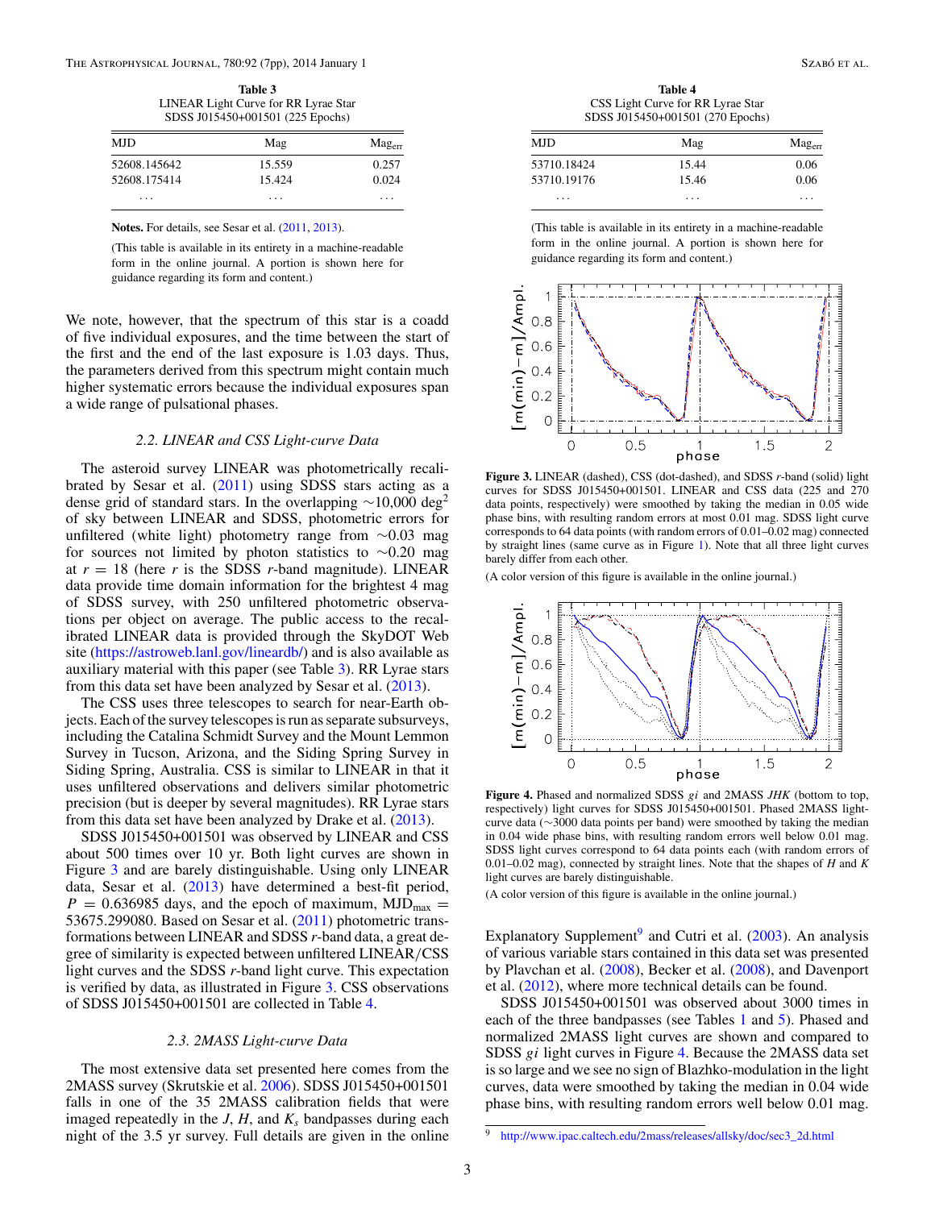**Table 3**
LINEAR Light Curve for RR Lyrae Star SDSS J015450+001501 (225 Epochs)

| MJD | Mag | $Mag_{err}$ |
|---|---|---|
| 52608.145642 | 15.559 | 0.257 |
| 52608.175414 | 15.424 | 0.024 |
| ... | ... | ... |

**Notes.** For details, see Sesar et al. (2011, 2013).

(This table is available in its entirety in a machine-readable form in the online journal. A portion is shown here for guidance regarding its form and content.)

We note, however, that the spectrum of this star is a coadd of five individual exposures, and the time between the start of the first and the end of the last exposure is 1.03 days. Thus, the parameters derived from this spectrum might contain much higher systematic errors because the individual exposures span a wide range of pulsational phases.

### 2.2. LINEAR and CSS Light-curve Data

The asteroid survey LINEAR was photometrically recalibrated by Sesar et al. (2011) using SDSS stars acting as a dense grid of standard stars. In the overlapping $\sim$10,000 deg$^2$ of sky between LINEAR and SDSS, photometric errors for unfiltered (white light) photometry range from $\sim$0.03 mag for sources not limited by photon statistics to $\sim$0.20 mag at $r = 18$ (here $r$ is the SDSS $r$-band magnitude). LINEAR data provide time domain information for the brightest 4 mag of SDSS survey, with 250 unfiltered photometric observations per object on average. The public access to the recalibrated LINEAR data is provided through the SkyDOT Web site (https://astroweb.lanl.gov/lineardb/) and is also available as auxiliary material with this paper (see Table 3). RR Lyrae stars from this data set have been analyzed by Sesar et al. (2013).

The CSS uses three telescopes to search for near-Earth objects. Each of the survey telescopes is run as separate subsurveys, including the Catalina Schmidt Survey and the Mount Lemmon Survey in Tucson, Arizona, and the Siding Spring Survey in Siding Spring, Australia. CSS is similar to LINEAR in that it uses unfiltered observations and delivers similar photometric precision (but is deeper by several magnitudes). RR Lyrae stars from this data set have been analyzed by Drake et al. (2013).

SDSS J015450+001501 was observed by LINEAR and CSS about 500 times over 10 yr. Both light curves are shown in Figure 3 and are barely distinguishable. Using only LINEAR data, Sesar et al. (2013) have determined a best-fit period, $P = 0.636985$ days, and the epoch of maximum, $\mathrm{MJD_{max}} = 53675.299080$. Based on Sesar et al. (2011) photometric transformations between LINEAR and SDSS $r$-band data, a great degree of similarity is expected between unfiltered LINEAR/CSS light curves and the SDSS $r$-band light curve. This expectation is verified by data, as illustrated in Figure 3. CSS observations of SDSS J015450+001501 are collected in Table 4.

### 2.3. 2MASS Light-curve Data

The most extensive data set presented here comes from the 2MASS survey (Skrutskie et al. 2006). SDSS J015450+001501 falls in one of the 35 2MASS calibration fields that were imaged repeatedly in the $J$, $H$, and $K_s$ bandpasses during each night of the 3.5 yr survey. Full details are given in the online Explanatory Supplement[9] and Cutri et al. (2003). An analysis of various variable stars contained in this data set was presented by Plavchan et al. (2008), Becker et al. (2008), and Davenport et al. (2012), where more technical details can be found.

SDSS J015450+001501 was observed about 3000 times in each of the three bandpasses (see Tables 1 and 5). Phased and normalized 2MASS light curves are shown and compared to SDSS $gi$ light curves in Figure 4. Because the 2MASS data set is so large and we see no sign of Blazhko-modulation in the light curves, data were smoothed by taking the median in 0.04 wide phase bins, with resulting random errors well below 0.01 mag.

**Table 4**
CSS Light Curve for RR Lyrae Star SDSS J015450+001501 (270 Epochs)

| MJD | Mag | $Mag_{err}$ |
|---|---|---|
| 53710.18424 | 15.44 | 0.06 |
| 53710.19176 | 15.46 | 0.06 |
| ... | ... | ... |

(This table is available in its entirety in a machine-readable form in the online journal. A portion is shown here for guidance regarding its form and content.)

**Figure 3.** LINEAR (dashed), CSS (dot-dashed), and SDSS $r$-band (solid) light curves for SDSS J015450+001501. LINEAR and CSS data (225 and 270 data points, respectively) were smoothed by taking the median in 0.05 wide phase bins, with resulting random errors at most 0.01 mag. SDSS light curve corresponds to 64 data points (with random errors of 0.01–0.02 mag) connected by straight lines (same curve as in Figure 1). Note that all three light curves barely differ from each other.

(A color version of this figure is available in the online journal.)

**Figure 4.** Phased and normalized SDSS $gi$ and 2MASS $JHK$ (bottom to top, respectively) light curves for SDSS J015450+001501. Phased 2MASS light-curve data ($\sim$3000 data points per band) were smoothed by taking the median in 0.04 wide phase bins, with resulting random errors well below 0.01 mag. SDSS light curves correspond to 64 data points each (with random errors of 0.01–0.02 mag), connected by straight lines. Note that the shapes of $H$ and $K$ light curves are barely distinguishable.

(A color version of this figure is available in the online journal.)

[9] http://www.ipac.caltech.edu/2mass/releases/allsky/doc/sec3_2d.html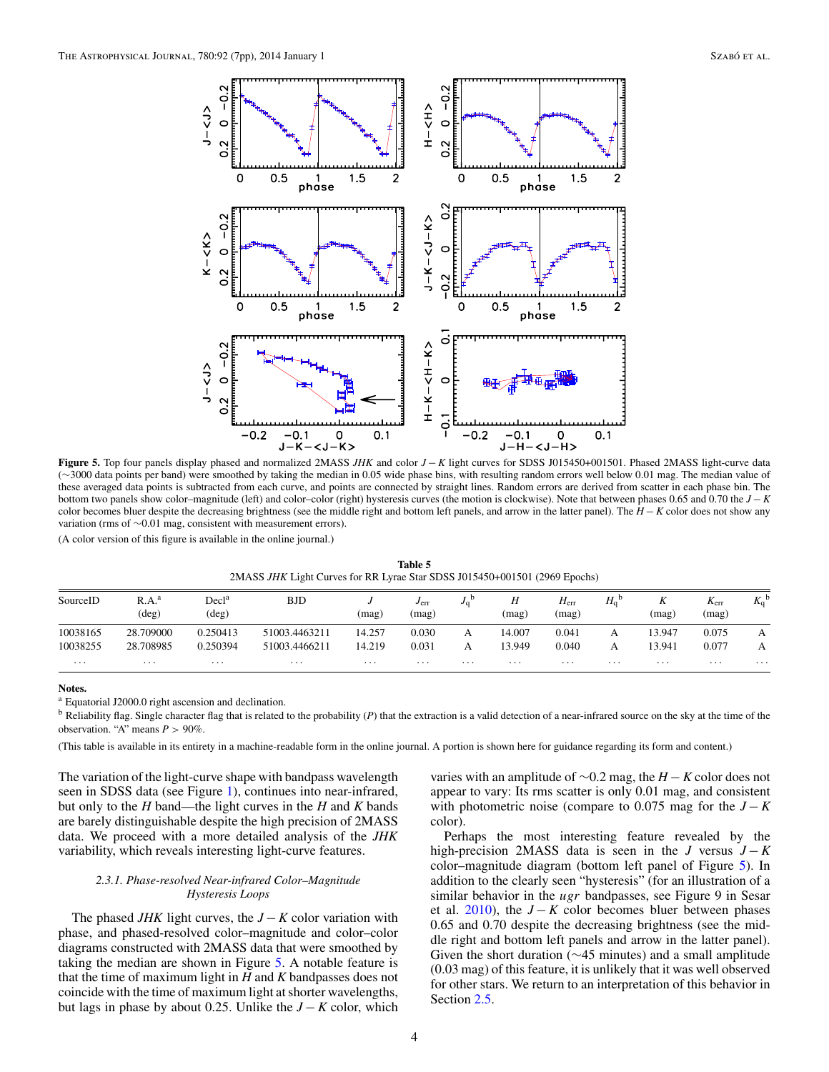**Figure 5.** Top four panels display phased and normalized 2MASS *JHK* and color $J-K$ light curves for SDSS J015450+001501. Phased 2MASS light-curve data (∼3000 data points per band) were smoothed by taking the median in 0.05 wide phase bins, with resulting random errors well below 0.01 mag. The median value of these averaged data points is subtracted from each curve, and points are connected by straight lines. Random errors are derived from scatter in each phase bin. The bottom two panels show color–magnitude (left) and color–color (right) hysteresis curves (the motion is clockwise). Note that between phases 0.65 and 0.70 the $J-K$ color becomes bluer despite the decreasing brightness (see the middle right and bottom left panels, and arrow in the latter panel). The $H-K$ color does not show any variation (rms of ∼0.01 mag, consistent with measurement errors).

(A color version of this figure is available in the online journal.)

**Table 5**
2MASS *JHK* Light Curves for RR Lyrae Star SDSS J015450+001501 (2969 Epochs)

| SourceID | R.A.[a] (deg) | Decl[a] (deg) | BJD | $J$ (mag) | $J_{\rm err}$ (mag) | $J_{\rm q}$[b] | $H$ (mag) | $H_{\rm err}$ (mag) | $H_{\rm q}$[b] | $K$ (mag) | $K_{\rm err}$ (mag) | $K_{\rm q}$[b] |
|---|---|---|---|---|---|---|---|---|---|---|---|---|
| 10038165 | 28.709000 | 0.250413 | 51003.4463211 | 14.257 | 0.030 | A | 14.007 | 0.041 | A | 13.947 | 0.075 | A |
| 10038255 | 28.708985 | 0.250394 | 51003.4466211 | 14.219 | 0.031 | A | 13.949 | 0.040 | A | 13.941 | 0.077 | A |
| ... | ... | ... | ... | ... | ... | ... | ... | ... | ... | ... | ... | ... |

**Notes.**
[a] Equatorial J2000.0 right ascension and declination.
[b] Reliability flag. Single character flag that is related to the probability ($P$) that the extraction is a valid detection of a near-infrared source on the sky at the time of the observation. "A" means $P > 90\%$.

(This table is available in its entirety in a machine-readable form in the online journal. A portion is shown here for guidance regarding its form and content.)

The variation of the light-curve shape with bandpass wavelength seen in SDSS data (see Figure 1), continues into near-infrared, but only to the $H$ band—the light curves in the $H$ and $K$ bands are barely distinguishable despite the high precision of 2MASS data. We proceed with a more detailed analysis of the *JHK* variability, which reveals interesting light-curve features.

#### 2.3.1. Phase-resolved Near-infrared Color–Magnitude Hysteresis Loops

The phased *JHK* light curves, the $J-K$ color variation with phase, and phased-resolved color–magnitude and color–color diagrams constructed with 2MASS data that were smoothed by taking the median are shown in Figure 5. A notable feature is that the time of maximum light in $H$ and $K$ bandpasses does not coincide with the time of maximum light at shorter wavelengths, but lags in phase by about 0.25. Unlike the $J-K$ color, which varies with an amplitude of ∼0.2 mag, the $H-K$ color does not appear to vary: Its rms scatter is only 0.01 mag, and consistent with photometric noise (compare to 0.075 mag for the $J-K$ color).

Perhaps the most interesting feature revealed by the high-precision 2MASS data is seen in the $J$ versus $J-K$ color–magnitude diagram (bottom left panel of Figure 5). In addition to the clearly seen "hysteresis" (for an illustration of a similar behavior in the *ugr* bandpasses, see Figure 9 in Sesar et al. 2010), the $J-K$ color becomes bluer between phases 0.65 and 0.70 despite the decreasing brightness (see the middle right and bottom left panels and arrow in the latter panel). Given the short duration (∼45 minutes) and a small amplitude (0.03 mag) of this feature, it is unlikely that it was well observed for other stars. We return to an interpretation of this behavior in Section 2.5.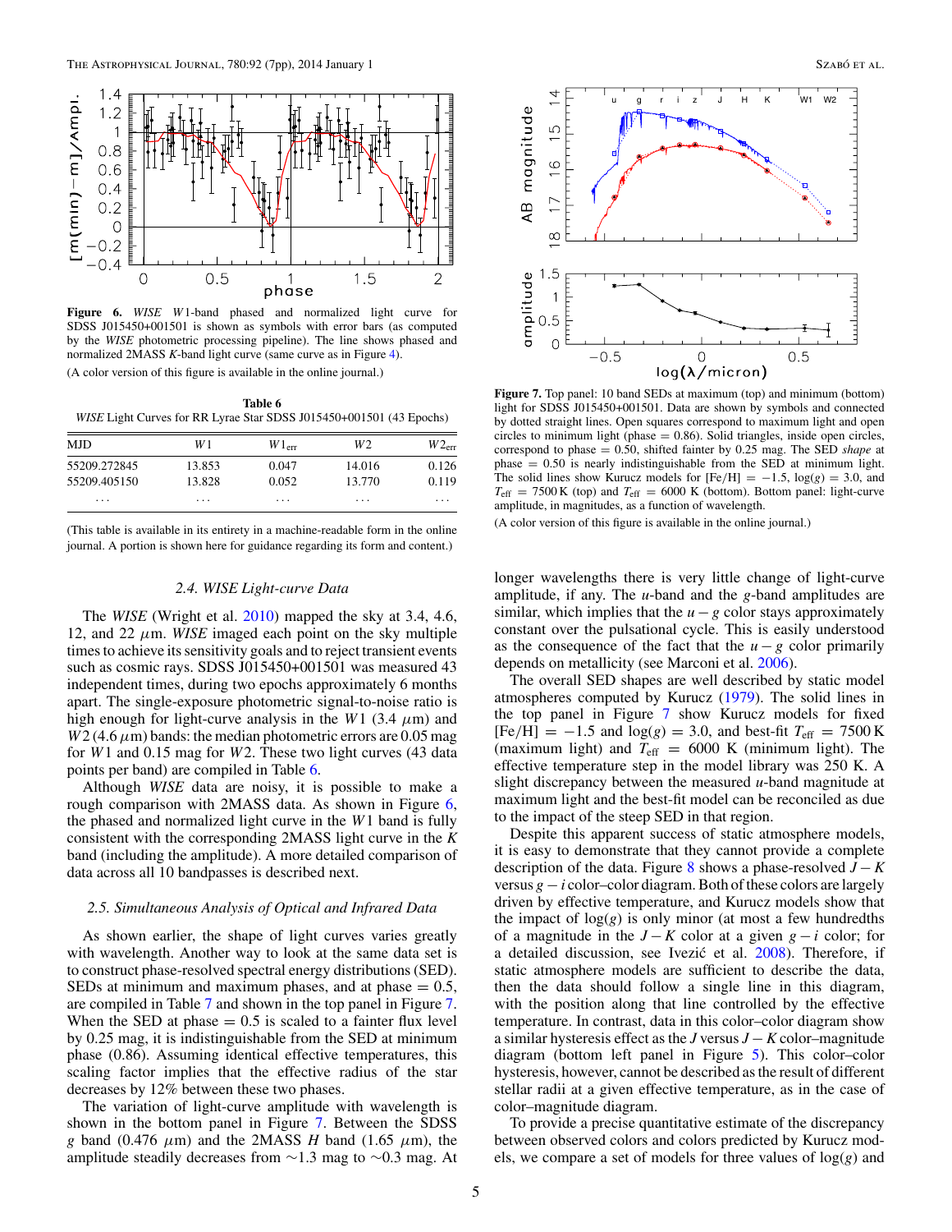**Figure 6.** *WISE* $W1$-band phased and normalized light curve for SDSS J015450+001501 is shown as symbols with error bars (as computed by the *WISE* photometric processing pipeline). The line shows phased and normalized 2MASS $K$-band light curve (same curve as in Figure 4).

(A color version of this figure is available in the online journal.)

**Table 6**
*WISE* Light Curves for RR Lyrae Star SDSS J015450+001501 (43 Epochs)

| MJD | $W1$ | $W1_{\rm err}$ | $W2$ | $W2_{\rm err}$ |
|---|---|---|---|---|
| 55209.272845 | 13.853 | 0.047 | 14.016 | 0.126 |
| 55209.405150 | 13.828 | 0.052 | 13.770 | 0.119 |
| ... | ... | ... | ... | ... |

(This table is available in its entirety in a machine-readable form in the online journal. A portion is shown here for guidance regarding its form and content.)

### 2.4. WISE Light-curve Data

The *WISE* (Wright et al. 2010) mapped the sky at 3.4, 4.6, 12, and 22 $\mu$m. *WISE* imaged each point on the sky multiple times to achieve its sensitivity goals and to reject transient events such as cosmic rays. SDSS J015450+001501 was measured 43 independent times, during two epochs approximately 6 months apart. The single-exposure photometric signal-to-noise ratio is high enough for light-curve analysis in the $W1$ (3.4 $\mu$m) and $W2$ (4.6 $\mu$m) bands: the median photometric errors are 0.05 mag for $W1$ and 0.15 mag for $W2$. These two light curves (43 data points per band) are compiled in Table 6.

Although *WISE* data are noisy, it is possible to make a rough comparison with 2MASS data. As shown in Figure 6, the phased and normalized light curve in the $W1$ band is fully consistent with the corresponding 2MASS light curve in the $K$ band (including the amplitude). A more detailed comparison of data across all 10 bandpasses is described next.

### 2.5. Simultaneous Analysis of Optical and Infrared Data

As shown earlier, the shape of light curves varies greatly with wavelength. Another way to look at the same data set is to construct phase-resolved spectral energy distributions (SED). SEDs at minimum and maximum phases, and at phase = 0.5, are compiled in Table 7 and shown in the top panel in Figure 7. When the SED at phase = 0.5 is scaled to a fainter flux level by 0.25 mag, it is indistinguishable from the SED at minimum phase (0.86). Assuming identical effective temperatures, this scaling factor implies that the effective radius of the star decreases by 12% between these two phases.

The variation of light-curve amplitude with wavelength is shown in the bottom panel in Figure 7. Between the SDSS $g$ band (0.476 $\mu$m) and the 2MASS $H$ band (1.65 $\mu$m), the amplitude steadily decreases from ~1.3 mag to ~0.3 mag. At longer wavelengths there is very little change of light-curve amplitude, if any. The $u$-band and the $g$-band amplitudes are similar, which implies that the $u - g$ color stays approximately constant over the pulsational cycle. This is easily understood as the consequence of the fact that the $u - g$ color primarily depends on metallicity (see Marconi et al. 2006).

The overall SED shapes are well described by static model atmospheres computed by Kurucz (1979). The solid lines in the top panel in Figure 7 show Kurucz models for fixed [Fe/H] = −1.5 and $\log(g)$ = 3.0, and best-fit $T_{\rm eff}$ = 7500 K (maximum light) and $T_{\rm eff}$ = 6000 K (minimum light). The effective temperature step in the model library was 250 K. A slight discrepancy between the measured $u$-band magnitude at maximum light and the best-fit model can be reconciled as due to the impact of the steep SED in that region.

Despite this apparent success of static atmosphere models, it is easy to demonstrate that they cannot provide a complete description of the data. Figure 8 shows a phase-resolved $J - K$ versus $g - i$ color–color diagram. Both of these colors are largely driven by effective temperature, and Kurucz models show that the impact of $\log(g)$ is only minor (at most a few hundredths of a magnitude in the $J - K$ color at a given $g - i$ color; for a detailed discussion, see Ivezić et al. 2008). Therefore, if static atmosphere models are sufficient to describe the data, then the data should follow a single line in this diagram, with the position along that line controlled by the effective temperature. In contrast, data in this color–color diagram show a similar hysteresis effect as the $J$ versus $J - K$ color–magnitude diagram (bottom left panel in Figure 5). This color–color hysteresis, however, cannot be described as the result of different stellar radii at a given effective temperature, as in the case of color–magnitude diagram.

To provide a precise quantitative estimate of the discrepancy between observed colors and colors predicted by Kurucz models, we compare a set of models for three values of $\log(g)$ and

**Figure 7.** Top panel: 10 band SEDs at maximum (top) and minimum (bottom) light for SDSS J015450+001501. Data are shown by symbols and connected by dotted straight lines. Open squares correspond to maximum light and open circles to minimum light (phase = 0.86). Solid triangles, inside open circles, correspond to phase = 0.50, shifted fainter by 0.25 mag. The SED *shape* at phase = 0.50 is nearly indistinguishable from the SED at minimum light. The solid lines show Kurucz models for [Fe/H] = −1.5, $\log(g)$ = 3.0, and $T_{\rm eff}$ = 7500 K (top) and $T_{\rm eff}$ = 6000 K (bottom). Bottom panel: light-curve amplitude, in magnitudes, as a function of wavelength.

(A color version of this figure is available in the online journal.)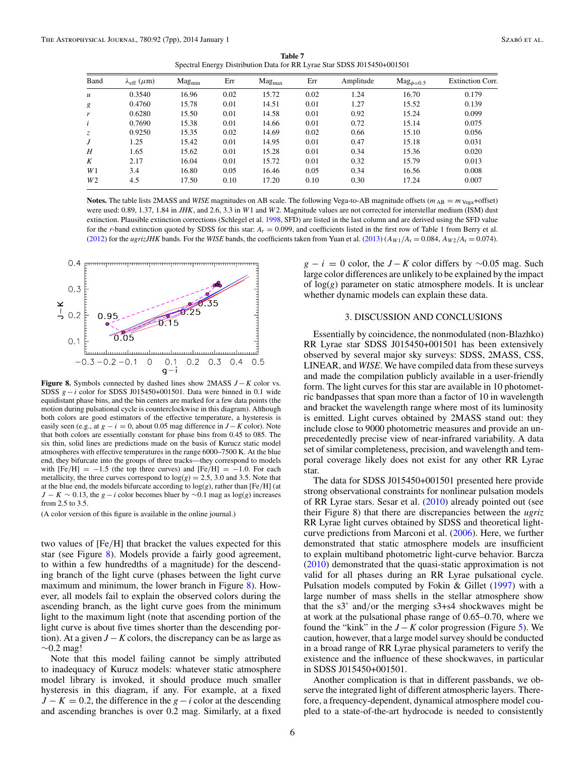**Table 7**
Spectral Energy Distribution Data for RR Lyrae Star SDSS J015450+001501

| Band | $\lambda_{\rm eff}$ ($\mu$m) | Mag$_{\rm min}$ | Err | Mag$_{\rm max}$ | Err | Amplitude | Mag$_{\phi=0.5}$ | Extinction Corr. |
|---|---|---|---|---|---|---|---|---|
| *u* | 0.3540 | 16.96 | 0.02 | 15.72 | 0.02 | 1.24 | 16.70 | 0.179 |
| *g* | 0.4760 | 15.78 | 0.01 | 14.51 | 0.01 | 1.27 | 15.52 | 0.139 |
| *r* | 0.6280 | 15.50 | 0.01 | 14.58 | 0.01 | 0.92 | 15.24 | 0.099 |
| *i* | 0.7690 | 15.38 | 0.01 | 14.66 | 0.01 | 0.72 | 15.14 | 0.075 |
| *z* | 0.9250 | 15.35 | 0.02 | 14.69 | 0.02 | 0.66 | 15.10 | 0.056 |
| *J* | 1.25 | 15.42 | 0.01 | 14.95 | 0.01 | 0.47 | 15.18 | 0.031 |
| *H* | 1.65 | 15.62 | 0.01 | 15.28 | 0.01 | 0.34 | 15.36 | 0.020 |
| *K* | 2.17 | 16.04 | 0.01 | 15.72 | 0.01 | 0.32 | 15.79 | 0.013 |
| *W*1 | 3.4 | 16.80 | 0.05 | 16.46 | 0.05 | 0.34 | 16.56 | 0.008 |
| *W*2 | 4.5 | 17.50 | 0.10 | 17.20 | 0.10 | 0.30 | 17.24 | 0.007 |

**Notes.** The table lists 2MASS and *WISE* magnitudes on AB scale. The following Vega-to-AB magnitude offsets ($m_{\rm AB} = m_{\rm Vega}$+offset) were used: 0.89, 1.37, 1.84 in *JHK*, and 2.6, 3.3 in *W*1 and *W*2. Magnitude values are not corrected for interstellar medium (ISM) dust extinction. Plausible extinction corrections (Schlegel et al. 1998, SFD) are listed in the last column and are derived using the SFD value for the *r*-band extinction quoted by SDSS for this star: $A_r = 0.099$, and coefficients listed in the first row of Table 1 from Berry et al. (2012) for the *ugrizJHK* bands. For the *WISE* bands, the coefficients taken from Yuan et al. (2013) ($A_{W1}/A_{\rm r} = 0.084$, $A_{W2}/A_{\rm r} = 0.074$).

**Figure 8.** Symbols connected by dashed lines show 2MASS $J-K$ color vs. SDSS $g-i$ color for SDSS J015450+001501. Data were binned in 0.1 wide equidistant phase bins, and the bin centers are marked for a few data points (the motion during pulsational cycle is counterclockwise in this diagram). Although both colors are good estimators of the effective temperature, a hysteresis is easily seen (e.g., at $g-i = 0$, about 0.05 mag difference in $J-K$ color). Note that both colors are essentially constant for phase bins from 0.45 to 085. The six thin, solid lines are predictions made on the basis of Kurucz static model atmospheres with effective temperatures in the range 6000–7500 K. At the blue end, they bifurcate into the groups of three tracks—they correspond to models with [Fe/H] $= -1.5$ (the top three curves) and [Fe/H] $= -1.0$. For each metallicity, the three curves correspond to log($g$) = 2.5, 3.0 and 3.5. Note that at the blue end, the models bifurcate according to log($g$), rather than [Fe/H] (at $J-K \sim 0.13$, the $g-i$ color becomes bluer by $\sim$0.1 mag as log($g$) increases from 2.5 to 3.5.

(A color version of this figure is available in the online journal.)

two values of [Fe/H] that bracket the values expected for this star (see Figure 8). Models provide a fairly good agreement, to within a few hundredths of a magnitude) for the descending branch of the light curve (phases between the light curve maximum and minimum, the lower branch in Figure 8). However, all models fail to explain the observed colors during the ascending branch, as the light curve goes from the minimum light to the maximum light (note that ascending portion of the light curve is about five times shorter than the descending portion). At a given $J-K$ colors, the discrepancy can be as large as $\sim$0.2 mag!

Note that this model failing cannot be simply attributed to inadequacy of Kurucz models: whatever static atmosphere model library is invoked, it should produce much smaller hysteresis in this diagram, if any. For example, at a fixed $J-K = 0.2$, the difference in the $g-i$ color at the descending and ascending branches is over 0.2 mag. Similarly, at a fixed $g-i = 0$ color, the $J-K$ color differs by $\sim$0.05 mag. Such large color differences are unlikely to be explained by the impact of log($g$) parameter on static atmosphere models. It is unclear whether dynamic models can explain these data.

## 3. DISCUSSION AND CONCLUSIONS

Essentially by coincidence, the nonmodulated (non-Blazhko) RR Lyrae star SDSS J015450+001501 has been extensively observed by several major sky surveys: SDSS, 2MASS, CSS, LINEAR, and *WISE*. We have compiled data from these surveys and made the compilation publicly available in a user-friendly form. The light curves for this star are available in 10 photometric bandpasses that span more than a factor of 10 in wavelength and bracket the wavelength range where most of its luminosity is emitted. Light curves obtained by 2MASS stand out: they include close to 9000 photometric measures and provide an unprecedentedly precise view of near-infrared variability. A data set of similar completeness, precision, and wavelength and temporal coverage likely does not exist for any other RR Lyrae star.

The data for SDSS J015450+001501 presented here provide strong observational constraints for nonlinear pulsation models of RR Lyrae stars. Sesar et al. (2010) already pointed out (see their Figure 8) that there are discrepancies between the *ugriz* RR Lyrae light curves obtained by SDSS and theoretical light-curve predictions from Marconi et al. (2006). Here, we further demonstrated that static atmosphere models are insufficient to explain multiband photometric light-curve behavior. Barcza (2010) demonstrated that the quasi-static approximation is not valid for all phases during an RR Lyrae pulsational cycle. Pulsation models computed by Fokin & Gillet (1997) with a large number of mass shells in the stellar atmosphere show that the s3' and/or the merging s3+s4 shockwaves might be at work at the pulsational phase range of 0.65–0.70, where we found the "kink" in the $J-K$ color progression (Figure 5). We caution, however, that a large model survey should be conducted in a broad range of RR Lyrae physical parameters to verify the existence and the influence of these shockwaves, in particular in SDSS J015450+001501.

Another complication is that in different passbands, we observe the integrated light of different atmospheric layers. Therefore, a frequency-dependent, dynamical atmosphere model coupled to a state-of-the-art hydrocode is needed to consistently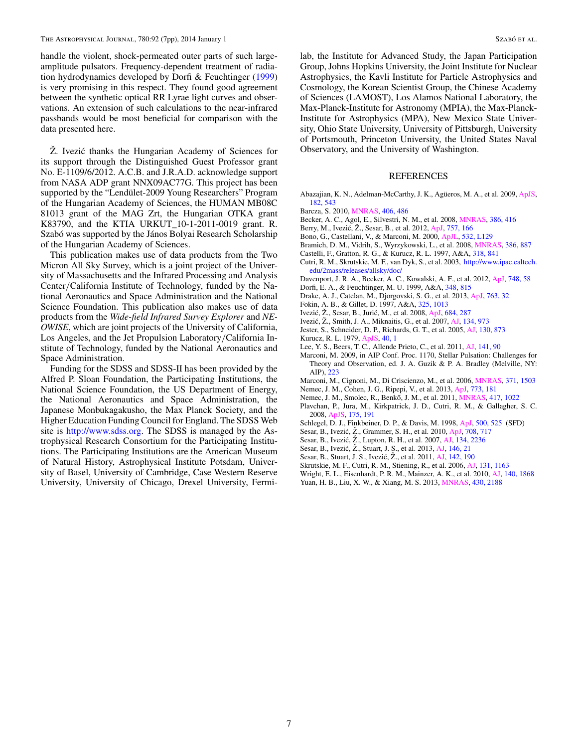handle the violent, shock-permeated outer parts of such large-amplitude pulsators. Frequency-dependent treatment of radiation hydrodynamics developed by Dorfi & Feuchtinger (1999) is very promising in this respect. They found good agreement between the synthetic optical RR Lyrae light curves and observations. An extension of such calculations to the near-infrared passbands would be most beneficial for comparison with the data presented here.

Ž. Ivezić thanks the Hungarian Academy of Sciences for its support through the Distinguished Guest Professor grant No. E-1109/6/2012. A.C.B. and J.R.A.D. acknowledge support from NASA ADP grant NNX09AC77G. This project has been supported by the "Lendület-2009 Young Researchers" Program of the Hungarian Academy of Sciences, the HUMAN MB08C 81013 grant of the MAG Zrt, the Hungarian OTKA grant K83790, and the KTIA URKUT_10-1-2011-0019 grant. R. Szabó was supported by the János Bolyai Research Scholarship of the Hungarian Academy of Sciences.

This publication makes use of data products from the Two Micron All Sky Survey, which is a joint project of the University of Massachusetts and the Infrared Processing and Analysis Center/California Institute of Technology, funded by the National Aeronautics and Space Administration and the National Science Foundation. This publication also makes use of data products from the *Wide-field Infrared Survey Explorer* and *NEOWISE*, which are joint projects of the University of California, Los Angeles, and the Jet Propulsion Laboratory/California Institute of Technology, funded by the National Aeronautics and Space Administration.

Funding for the SDSS and SDSS-II has been provided by the Alfred P. Sloan Foundation, the Participating Institutions, the National Science Foundation, the US Department of Energy, the National Aeronautics and Space Administration, the Japanese Monbukagakusho, the Max Planck Society, and the Higher Education Funding Council for England. The SDSS Web site is http://www.sdss.org. The SDSS is managed by the Astrophysical Research Consortium for the Participating Institutions. The Participating Institutions are the American Museum of Natural History, Astrophysical Institute Potsdam, University of Basel, University of Cambridge, Case Western Reserve University, University of Chicago, Drexel University, Fermilab, the Institute for Advanced Study, the Japan Participation Group, Johns Hopkins University, the Joint Institute for Nuclear Astrophysics, the Kavli Institute for Particle Astrophysics and Cosmology, the Korean Scientist Group, the Chinese Academy of Sciences (LAMOST), Los Alamos National Laboratory, the Max-Planck-Institute for Astronomy (MPIA), the Max-Planck-Institute for Astrophysics (MPA), New Mexico State University, Ohio State University, University of Pittsburgh, University of Portsmouth, Princeton University, the United States Naval Observatory, and the University of Washington.

## REFERENCES

Abazajian, K. N., Adelman-McCarthy, J. K., Agüeros, M. A., et al. 2009, ApJS, 182, 543

Barcza, S. 2010, MNRAS, 406, 486

Becker, A. C., Agol, E., Silvestri, N. M., et al. 2008, MNRAS, 386, 416

Berry, M., Ivezić, Ž., Sesar, B., et al. 2012, ApJ, 757, 166

Bono, G., Castellani, V., & Marconi, M. 2000, ApJL, 532, L129

Bramich, D. M., Vidrih, S., Wyrzykowski, L., et al. 2008, MNRAS, 386, 887

Castelli, F., Gratton, R. G., & Kurucz, R. L. 1997, A&A, 318, 841

Cutri, R. M., Skrutskie, M. F., van Dyk, S., et al. 2003, http://www.ipac.caltech.edu/2mass/releases/allsky/doc/

Davenport, J. R. A., Becker, A. C., Kowalski, A. F., et al. 2012, ApJ, 748, 58

Dorfi, E. A., & Feuchtinger, M. U. 1999, A&A, 348, 815

Drake, A. J., Catelan, M., Djorgovski, S. G., et al. 2013, ApJ, 763, 32

Fokin, A. B., & Gillet, D. 1997, A&A, 325, 1013

Ivezić, Ž., Sesar, B., Jurić, M., et al. 2008, ApJ, 684, 287

Ivezić, Ž., Smith, J. A., Miknaitis, G., et al. 2007, AJ, 134, 973

Jester, S., Schneider, D. P., Richards, G. T., et al. 2005, AJ, 130, 873

Kurucz, R. L. 1979, ApJS, 40, 1

Lee, Y. S., Beers, T. C., Allende Prieto, C., et al. 2011, AJ, 141, 90

Marconi, M. 2009, in AIP Conf. Proc. 1170, Stellar Pulsation: Challenges for Theory and Observation, ed. J. A. Guzik & P. A. Bradley (Melville, NY: AIP), 223

Marconi, M., Cignoni, M., Di Criscienzo, M., et al. 2006, MNRAS, 371, 1503

Nemec, J. M., Cohen, J. G., Ripepi, V., et al. 2013, ApJ, 773, 181

Nemec, J. M., Smolec, R., Benkő, J. M., et al. 2011, MNRAS, 417, 1022

Plavchan, P., Jura, M., Kirkpatrick, J. D., Cutri, R. M., & Gallagher, S. C. 2008, ApJS, 175, 191

Schlegel, D. J., Finkbeiner, D. P., & Davis, M. 1998, ApJ, 500, 525 (SFD)

Sesar, B., Ivezić, Ž., Grammer, S. H., et al. 2010, ApJ, 708, 717

Sesar, B., Ivezić, Ž., Lupton, R. H., et al. 2007, AJ, 134, 2236

Sesar, B., Ivezić, Ž., Stuart, J. S., et al. 2013, AJ, 146, 21

Sesar, B., Stuart, J. S., Ivezić, Ž., et al. 2011, AJ, 142, 190

Skrutskie, M. F., Cutri, R. M., Stiening, R., et al. 2006, AJ, 131, 1163

Wright, E. L., Eisenhardt, P. R. M., Mainzer, A. K., et al. 2010, AJ, 140, 1868

Yuan, H. B., Liu, X. W., & Xiang, M. S. 2013, MNRAS, 430, 2188